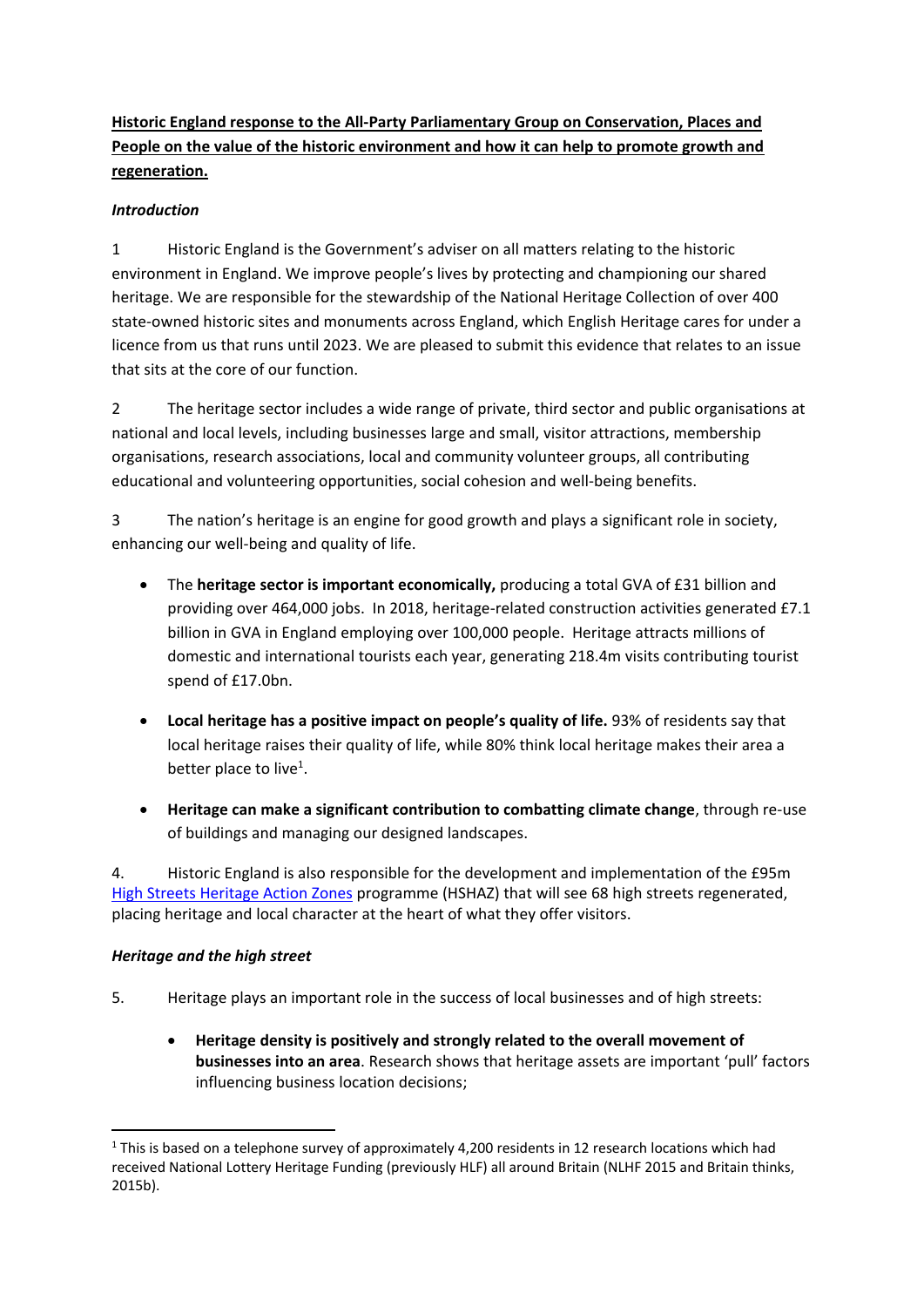**Historic England response to the All-Party Parliamentary Group on Conservation, Places and People on the value of the historic environment and how it can help to promote growth and regeneration.**

***Introduction***

1 Historic England is the Government's adviser on all matters relating to the historic environment in England. We improve people's lives by protecting and championing our shared heritage. We are responsible for the stewardship of the National Heritage Collection of over 400 state-owned historic sites and monuments across England, which English Heritage cares for under a licence from us that runs until 2023. We are pleased to submit this evidence that relates to an issue that sits at the core of our function.

2 The heritage sector includes a wide range of private, third sector and public organisations at national and local levels, including businesses large and small, visitor attractions, membership organisations, research associations, local and community volunteer groups, all contributing educational and volunteering opportunities, social cohesion and well-being benefits.

3 The nation's heritage is an engine for good growth and plays a significant role in society, enhancing our well-being and quality of life.

- The **heritage sector is important economically,** producing a total GVA of £31 billion and providing over 464,000 jobs. In 2018, heritage-related construction activities generated £7.1 billion in GVA in England employing over 100,000 people. Heritage attracts millions of domestic and international tourists each year, generating 218.4m visits contributing tourist spend of £17.0bn.
- **Local heritage has a positive impact on people's quality of life.** 93% of residents say that local heritage raises their quality of life, while 80% think local heritage makes their area a better place to live[1].
- **Heritage can make a significant contribution to combatting climate change**, through re-use of buildings and managing our designed landscapes.

4. Historic England is also responsible for the development and implementation of the £95m High Streets Heritage Action Zones programme (HSHAZ) that will see 68 high streets regenerated, placing heritage and local character at the heart of what they offer visitors.

***Heritage and the high street***

5. Heritage plays an important role in the success of local businesses and of high streets:

- **Heritage density is positively and strongly related to the overall movement of businesses into an area**. Research shows that heritage assets are important 'pull' factors influencing business location decisions;

[1] This is based on a telephone survey of approximately 4,200 residents in 12 research locations which had received National Lottery Heritage Funding (previously HLF) all around Britain (NLHF 2015 and Britain thinks, 2015b).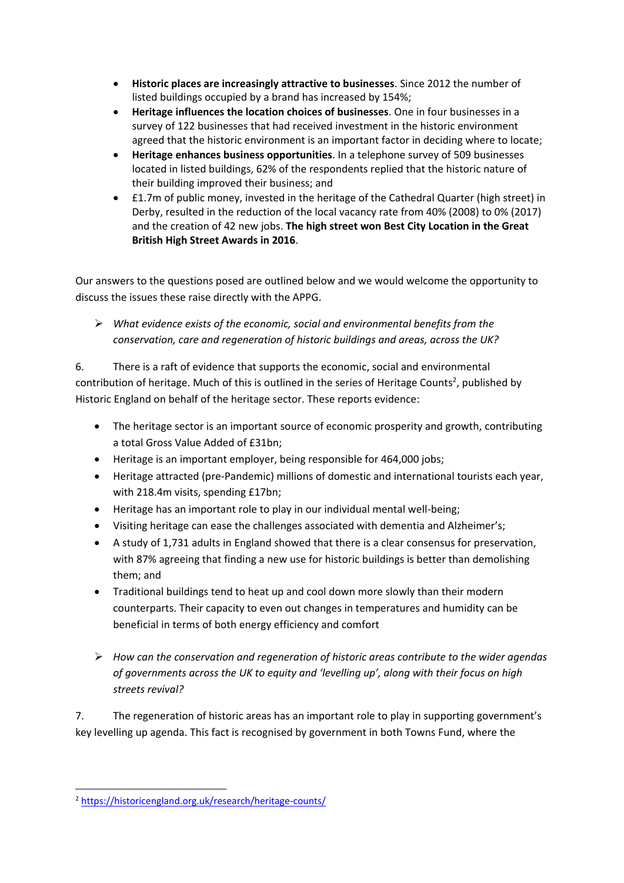- **Historic places are increasingly attractive to businesses**. Since 2012 the number of listed buildings occupied by a brand has increased by 154%;
- **Heritage influences the location choices of businesses**. One in four businesses in a survey of 122 businesses that had received investment in the historic environment agreed that the historic environment is an important factor in deciding where to locate;
- **Heritage enhances business opportunities**. In a telephone survey of 509 businesses located in listed buildings, 62% of the respondents replied that the historic nature of their building improved their business; and
- £1.7m of public money, invested in the heritage of the Cathedral Quarter (high street) in Derby, resulted in the reduction of the local vacancy rate from 40% (2008) to 0% (2017) and the creation of 42 new jobs. **The high street won Best City Location in the Great British High Street Awards in 2016**.

Our answers to the questions posed are outlined below and we would welcome the opportunity to discuss the issues these raise directly with the APPG.

> *What evidence exists of the economic, social and environmental benefits from the conservation, care and regeneration of historic buildings and areas, across the UK?*

6. There is a raft of evidence that supports the economic, social and environmental contribution of heritage. Much of this is outlined in the series of Heritage Counts[2], published by Historic England on behalf of the heritage sector. These reports evidence:

- The heritage sector is an important source of economic prosperity and growth, contributing a total Gross Value Added of £31bn;
- Heritage is an important employer, being responsible for 464,000 jobs;
- Heritage attracted (pre-Pandemic) millions of domestic and international tourists each year, with 218.4m visits, spending £17bn;
- Heritage has an important role to play in our individual mental well-being;
- Visiting heritage can ease the challenges associated with dementia and Alzheimer's;
- A study of 1,731 adults in England showed that there is a clear consensus for preservation, with 87% agreeing that finding a new use for historic buildings is better than demolishing them; and
- Traditional buildings tend to heat up and cool down more slowly than their modern counterparts. Their capacity to even out changes in temperatures and humidity can be beneficial in terms of both energy efficiency and comfort

> *How can the conservation and regeneration of historic areas contribute to the wider agendas of governments across the UK to equity and 'levelling up', along with their focus on high streets revival?*

7. The regeneration of historic areas has an important role to play in supporting government's key levelling up agenda. This fact is recognised by government in both Towns Fund, where the

[2] https://historicengland.org.uk/research/heritage-counts/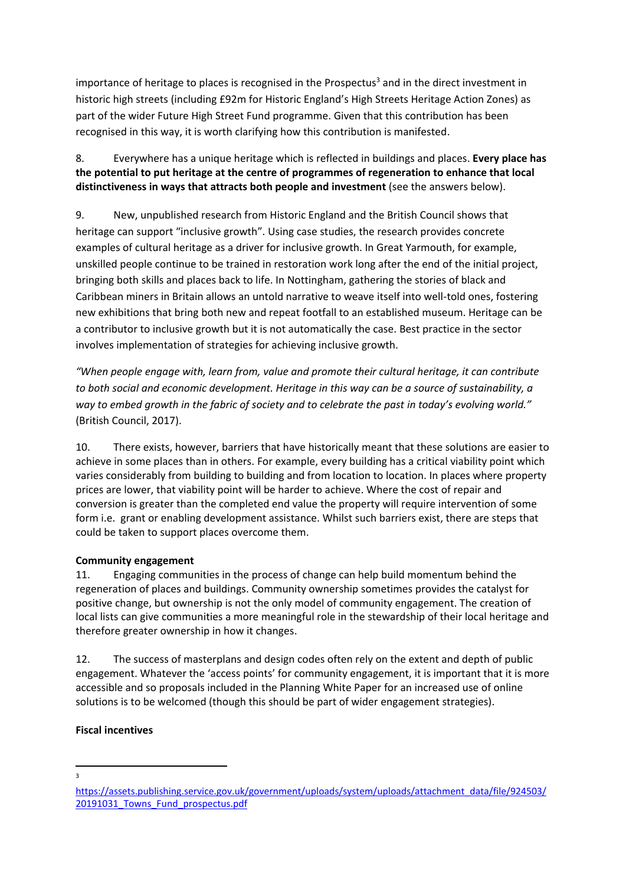importance of heritage to places is recognised in the Prospectus[3] and in the direct investment in historic high streets (including £92m for Historic England's High Streets Heritage Action Zones) as part of the wider Future High Street Fund programme. Given that this contribution has been recognised in this way, it is worth clarifying how this contribution is manifested.

8. Everywhere has a unique heritage which is reflected in buildings and places. **Every place has the potential to put heritage at the centre of programmes of regeneration to enhance that local distinctiveness in ways that attracts both people and investment** (see the answers below).

9. New, unpublished research from Historic England and the British Council shows that heritage can support "inclusive growth". Using case studies, the research provides concrete examples of cultural heritage as a driver for inclusive growth. In Great Yarmouth, for example, unskilled people continue to be trained in restoration work long after the end of the initial project, bringing both skills and places back to life. In Nottingham, gathering the stories of black and Caribbean miners in Britain allows an untold narrative to weave itself into well-told ones, fostering new exhibitions that bring both new and repeat footfall to an established museum. Heritage can be a contributor to inclusive growth but it is not automatically the case. Best practice in the sector involves implementation of strategies for achieving inclusive growth.

*"When people engage with, learn from, value and promote their cultural heritage, it can contribute to both social and economic development. Heritage in this way can be a source of sustainability, a way to embed growth in the fabric of society and to celebrate the past in today's evolving world."* (British Council, 2017).

10. There exists, however, barriers that have historically meant that these solutions are easier to achieve in some places than in others. For example, every building has a critical viability point which varies considerably from building to building and from location to location. In places where property prices are lower, that viability point will be harder to achieve. Where the cost of repair and conversion is greater than the completed end value the property will require intervention of some form i.e. grant or enabling development assistance. Whilst such barriers exist, there are steps that could be taken to support places overcome them.

**Community engagement**

11. Engaging communities in the process of change can help build momentum behind the regeneration of places and buildings. Community ownership sometimes provides the catalyst for positive change, but ownership is not the only model of community engagement. The creation of local lists can give communities a more meaningful role in the stewardship of their local heritage and therefore greater ownership in how it changes.

12. The success of masterplans and design codes often rely on the extent and depth of public engagement. Whatever the 'access points' for community engagement, it is important that it is more accessible and so proposals included in the Planning White Paper for an increased use of online solutions is to be welcomed (though this should be part of wider engagement strategies).

**Fiscal incentives**

---

[3] https://assets.publishing.service.gov.uk/government/uploads/system/uploads/attachment_data/file/924503/20191031_Towns_Fund_prospectus.pdf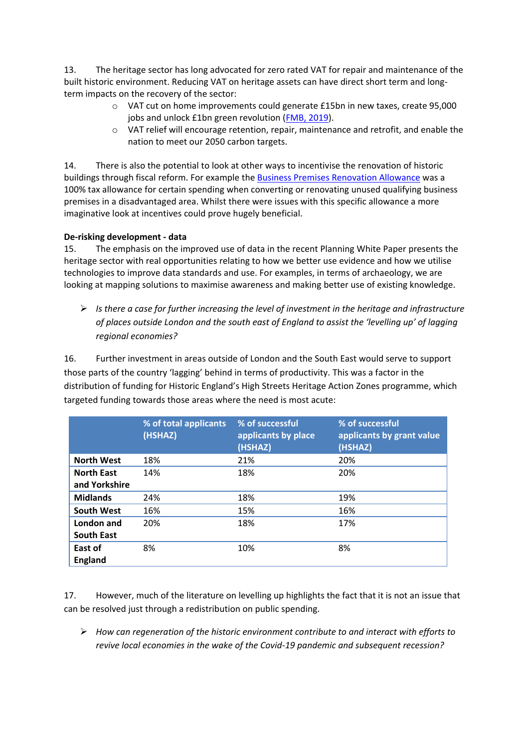13. The heritage sector has long advocated for zero rated VAT for repair and maintenance of the built historic environment. Reducing VAT on heritage assets can have direct short term and long-term impacts on the recovery of the sector:

- VAT cut on home improvements could generate £15bn in new taxes, create 95,000 jobs and unlock £1bn green revolution (FMB, 2019).
- VAT relief will encourage retention, repair, maintenance and retrofit, and enable the nation to meet our 2050 carbon targets.

14. There is also the potential to look at other ways to incentivise the renovation of historic buildings through fiscal reform. For example the Business Premises Renovation Allowance was a 100% tax allowance for certain spending when converting or renovating unused qualifying business premises in a disadvantaged area. Whilst there were issues with this specific allowance a more imaginative look at incentives could prove hugely beneficial.

**De-risking development - data**

15. The emphasis on the improved use of data in the recent Planning White Paper presents the heritage sector with real opportunities relating to how we better use evidence and how we utilise technologies to improve data standards and use. For examples, in terms of archaeology, we are looking at mapping solutions to maximise awareness and making better use of existing knowledge.

➢ *Is there a case for further increasing the level of investment in the heritage and infrastructure of places outside London and the south east of England to assist the 'levelling up' of lagging regional economies?*

16. Further investment in areas outside of London and the South East would serve to support those parts of the country 'lagging' behind in terms of productivity. This was a factor in the distribution of funding for Historic England's High Streets Heritage Action Zones programme, which targeted funding towards those areas where the need is most acute:

| | % of total applicants (HSHAZ) | % of successful applicants by place (HSHAZ) | % of successful applicants by grant value (HSHAZ) |
|---|---|---|---|
| **North West** | 18% | 21% | 20% |
| **North East and Yorkshire** | 14% | 18% | 20% |
| **Midlands** | 24% | 18% | 19% |
| **South West** | 16% | 15% | 16% |
| **London and South East** | 20% | 18% | 17% |
| **East of England** | 8% | 10% | 8% |

17. However, much of the literature on levelling up highlights the fact that it is not an issue that can be resolved just through a redistribution on public spending.

➢ *How can regeneration of the historic environment contribute to and interact with efforts to revive local economies in the wake of the Covid-19 pandemic and subsequent recession?*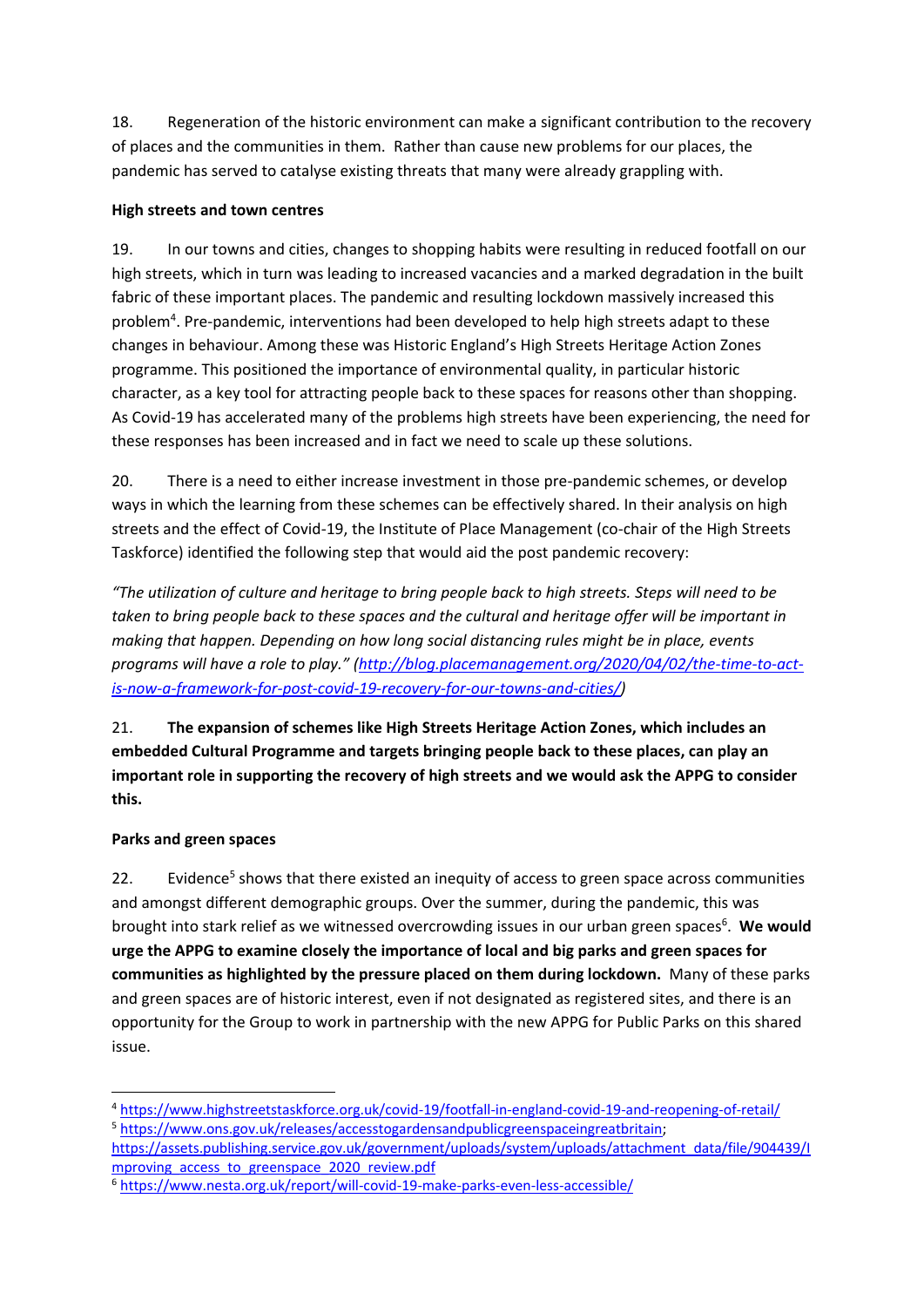18. Regeneration of the historic environment can make a significant contribution to the recovery of places and the communities in them. Rather than cause new problems for our places, the pandemic has served to catalyse existing threats that many were already grappling with.

**High streets and town centres**

19. In our towns and cities, changes to shopping habits were resulting in reduced footfall on our high streets, which in turn was leading to increased vacancies and a marked degradation in the built fabric of these important places. The pandemic and resulting lockdown massively increased this problem[4]. Pre-pandemic, interventions had been developed to help high streets adapt to these changes in behaviour. Among these was Historic England's High Streets Heritage Action Zones programme. This positioned the importance of environmental quality, in particular historic character, as a key tool for attracting people back to these spaces for reasons other than shopping. As Covid-19 has accelerated many of the problems high streets have been experiencing, the need for these responses has been increased and in fact we need to scale up these solutions.

20. There is a need to either increase investment in those pre-pandemic schemes, or develop ways in which the learning from these schemes can be effectively shared. In their analysis on high streets and the effect of Covid-19, the Institute of Place Management (co-chair of the High Streets Taskforce) identified the following step that would aid the post pandemic recovery:

*"The utilization of culture and heritage to bring people back to high streets. Steps will need to be taken to bring people back to these spaces and the cultural and heritage offer will be important in making that happen. Depending on how long social distancing rules might be in place, events programs will have a role to play." (http://blog.placemanagement.org/2020/04/02/the-time-to-act-is-now-a-framework-for-post-covid-19-recovery-for-our-towns-and-cities/)*

21. **The expansion of schemes like High Streets Heritage Action Zones, which includes an embedded Cultural Programme and targets bringing people back to these places, can play an important role in supporting the recovery of high streets and we would ask the APPG to consider this.**

**Parks and green spaces**

22. Evidence[5] shows that there existed an inequity of access to green space across communities and amongst different demographic groups. Over the summer, during the pandemic, this was brought into stark relief as we witnessed overcrowding issues in our urban green spaces[6]. **We would urge the APPG to examine closely the importance of local and big parks and green spaces for communities as highlighted by the pressure placed on them during lockdown.** Many of these parks and green spaces are of historic interest, even if not designated as registered sites, and there is an opportunity for the Group to work in partnership with the new APPG for Public Parks on this shared issue.

---

[4] https://www.highstreetstaskforce.org.uk/covid-19/footfall-in-england-covid-19-and-reopening-of-retail/

[5] https://www.ons.gov.uk/releases/accesstogardensandpublicgreenspaceingreatbritain; https://assets.publishing.service.gov.uk/government/uploads/system/uploads/attachment_data/file/904439/Improving_access_to_greenspace_2020_review.pdf

[6] https://www.nesta.org.uk/report/will-covid-19-make-parks-even-less-accessible/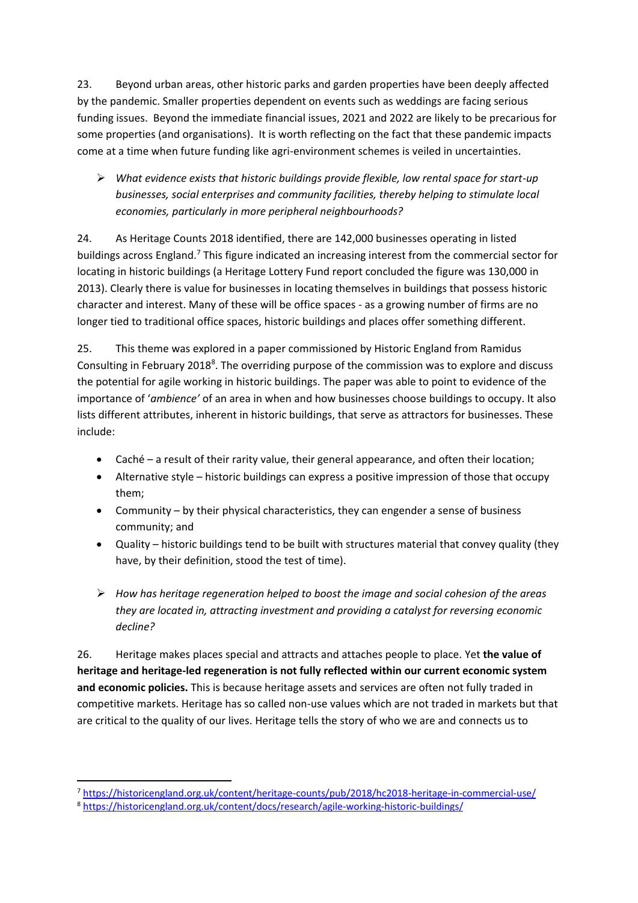23. Beyond urban areas, other historic parks and garden properties have been deeply affected by the pandemic. Smaller properties dependent on events such as weddings are facing serious funding issues. Beyond the immediate financial issues, 2021 and 2022 are likely to be precarious for some properties (and organisations). It is worth reflecting on the fact that these pandemic impacts come at a time when future funding like agri-environment schemes is veiled in uncertainties.

> *What evidence exists that historic buildings provide flexible, low rental space for start-up businesses, social enterprises and community facilities, thereby helping to stimulate local economies, particularly in more peripheral neighbourhoods?*

24. As Heritage Counts 2018 identified, there are 142,000 businesses operating in listed buildings across England.[7] This figure indicated an increasing interest from the commercial sector for locating in historic buildings (a Heritage Lottery Fund report concluded the figure was 130,000 in 2013). Clearly there is value for businesses in locating themselves in buildings that possess historic character and interest. Many of these will be office spaces - as a growing number of firms are no longer tied to traditional office spaces, historic buildings and places offer something different.

25. This theme was explored in a paper commissioned by Historic England from Ramidus Consulting in February 2018[8]. The overriding purpose of the commission was to explore and discuss the potential for agile working in historic buildings. The paper was able to point to evidence of the importance of '*ambience'* of an area in when and how businesses choose buildings to occupy. It also lists different attributes, inherent in historic buildings, that serve as attractors for businesses. These include:

- Caché – a result of their rarity value, their general appearance, and often their location;
- Alternative style – historic buildings can express a positive impression of those that occupy them;
- Community – by their physical characteristics, they can engender a sense of business community; and
- Quality – historic buildings tend to be built with structures material that convey quality (they have, by their definition, stood the test of time).

> *How has heritage regeneration helped to boost the image and social cohesion of the areas they are located in, attracting investment and providing a catalyst for reversing economic decline?*

26. Heritage makes places special and attracts and attaches people to place. Yet **the value of heritage and heritage-led regeneration is not fully reflected within our current economic system and economic policies.** This is because heritage assets and services are often not fully traded in competitive markets. Heritage has so called non-use values which are not traded in markets but that are critical to the quality of our lives. Heritage tells the story of who we are and connects us to

---

[7] https://historicengland.org.uk/content/heritage-counts/pub/2018/hc2018-heritage-in-commercial-use/

[8] https://historicengland.org.uk/content/docs/research/agile-working-historic-buildings/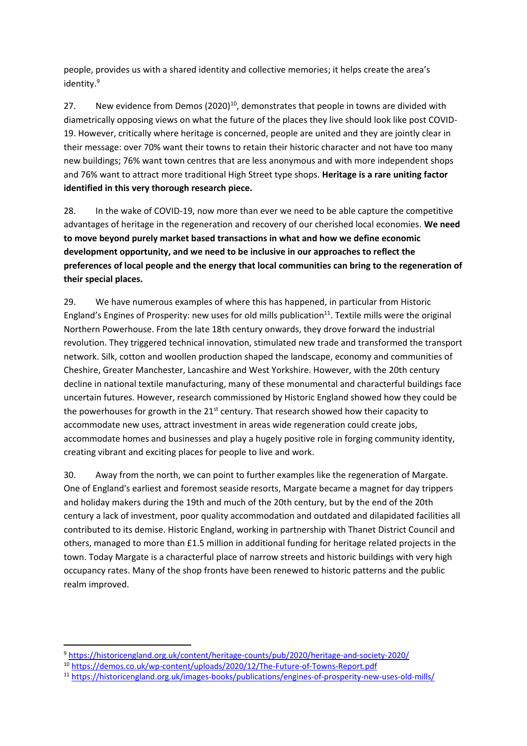people, provides us with a shared identity and collective memories; it helps create the area's identity.[9]

27. New evidence from Demos (2020)[10], demonstrates that people in towns are divided with diametrically opposing views on what the future of the places they live should look like post COVID-19. However, critically where heritage is concerned, people are united and they are jointly clear in their message: over 70% want their towns to retain their historic character and not have too many new buildings; 76% want town centres that are less anonymous and with more independent shops and 76% want to attract more traditional High Street type shops. **Heritage is a rare uniting factor identified in this very thorough research piece.**

28. In the wake of COVID-19, now more than ever we need to be able capture the competitive advantages of heritage in the regeneration and recovery of our cherished local economies. **We need to move beyond purely market based transactions in what and how we define economic development opportunity, and we need to be inclusive in our approaches to reflect the preferences of local people and the energy that local communities can bring to the regeneration of their special places.**

29. We have numerous examples of where this has happened, in particular from Historic England's Engines of Prosperity: new uses for old mills publication[11]. Textile mills were the original Northern Powerhouse. From the late 18th century onwards, they drove forward the industrial revolution. They triggered technical innovation, stimulated new trade and transformed the transport network. Silk, cotton and woollen production shaped the landscape, economy and communities of Cheshire, Greater Manchester, Lancashire and West Yorkshire. However, with the 20th century decline in national textile manufacturing, many of these monumental and characterful buildings face uncertain futures. However, research commissioned by Historic England showed how they could be the powerhouses for growth in the 21st century. That research showed how their capacity to accommodate new uses, attract investment in areas wide regeneration could create jobs, accommodate homes and businesses and play a hugely positive role in forging community identity, creating vibrant and exciting places for people to live and work.

30. Away from the north, we can point to further examples like the regeneration of Margate. One of England's earliest and foremost seaside resorts, Margate became a magnet for day trippers and holiday makers during the 19th and much of the 20th century, but by the end of the 20th century a lack of investment, poor quality accommodation and outdated and dilapidated facilities all contributed to its demise. Historic England, working in partnership with Thanet District Council and others, managed to more than £1.5 million in additional funding for heritage related projects in the town. Today Margate is a characterful place of narrow streets and historic buildings with very high occupancy rates. Many of the shop fronts have been renewed to historic patterns and the public realm improved.

---

[9] https://historicengland.org.uk/content/heritage-counts/pub/2020/heritage-and-society-2020/

[10] https://demos.co.uk/wp-content/uploads/2020/12/The-Future-of-Towns-Report.pdf

[11] https://historicengland.org.uk/images-books/publications/engines-of-prosperity-new-uses-old-mills/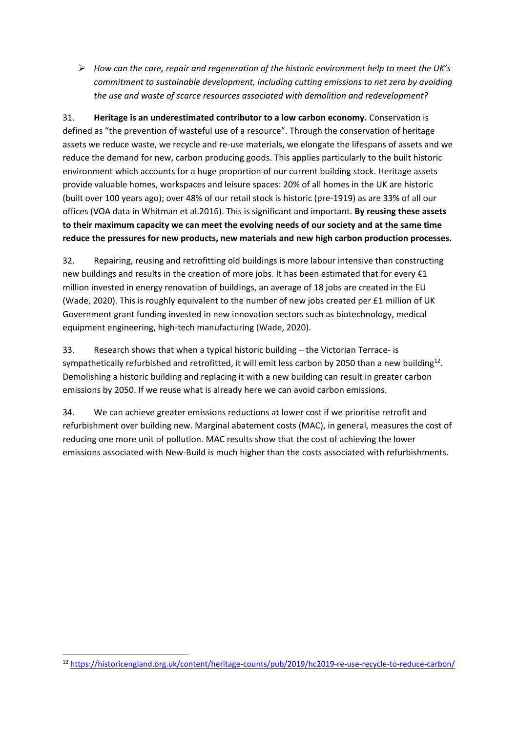- *How can the care, repair and regeneration of the historic environment help to meet the UK's commitment to sustainable development, including cutting emissions to net zero by avoiding the use and waste of scarce resources associated with demolition and redevelopment?*

31. **Heritage is an underestimated contributor to a low carbon economy.** Conservation is defined as "the prevention of wasteful use of a resource". Through the conservation of heritage assets we reduce waste, we recycle and re-use materials, we elongate the lifespans of assets and we reduce the demand for new, carbon producing goods. This applies particularly to the built historic environment which accounts for a huge proportion of our current building stock. Heritage assets provide valuable homes, workspaces and leisure spaces: 20% of all homes in the UK are historic (built over 100 years ago); over 48% of our retail stock is historic (pre-1919) as are 33% of all our offices (VOA data in Whitman et al.2016). This is significant and important. **By reusing these assets to their maximum capacity we can meet the evolving needs of our society and at the same time reduce the pressures for new products, new materials and new high carbon production processes.**

32. Repairing, reusing and retrofitting old buildings is more labour intensive than constructing new buildings and results in the creation of more jobs. It has been estimated that for every €1 million invested in energy renovation of buildings, an average of 18 jobs are created in the EU (Wade, 2020). This is roughly equivalent to the number of new jobs created per £1 million of UK Government grant funding invested in new innovation sectors such as biotechnology, medical equipment engineering, high-tech manufacturing (Wade, 2020).

33. Research shows that when a typical historic building – the Victorian Terrace- is sympathetically refurbished and retrofitted, it will emit less carbon by 2050 than a new building[12]. Demolishing a historic building and replacing it with a new building can result in greater carbon emissions by 2050. If we reuse what is already here we can avoid carbon emissions.

34. We can achieve greater emissions reductions at lower cost if we prioritise retrofit and refurbishment over building new. Marginal abatement costs (MAC), in general, measures the cost of reducing one more unit of pollution. MAC results show that the cost of achieving the lower emissions associated with New-Build is much higher than the costs associated with refurbishments.

[12] https://historicengland.org.uk/content/heritage-counts/pub/2019/hc2019-re-use-recycle-to-reduce-carbon/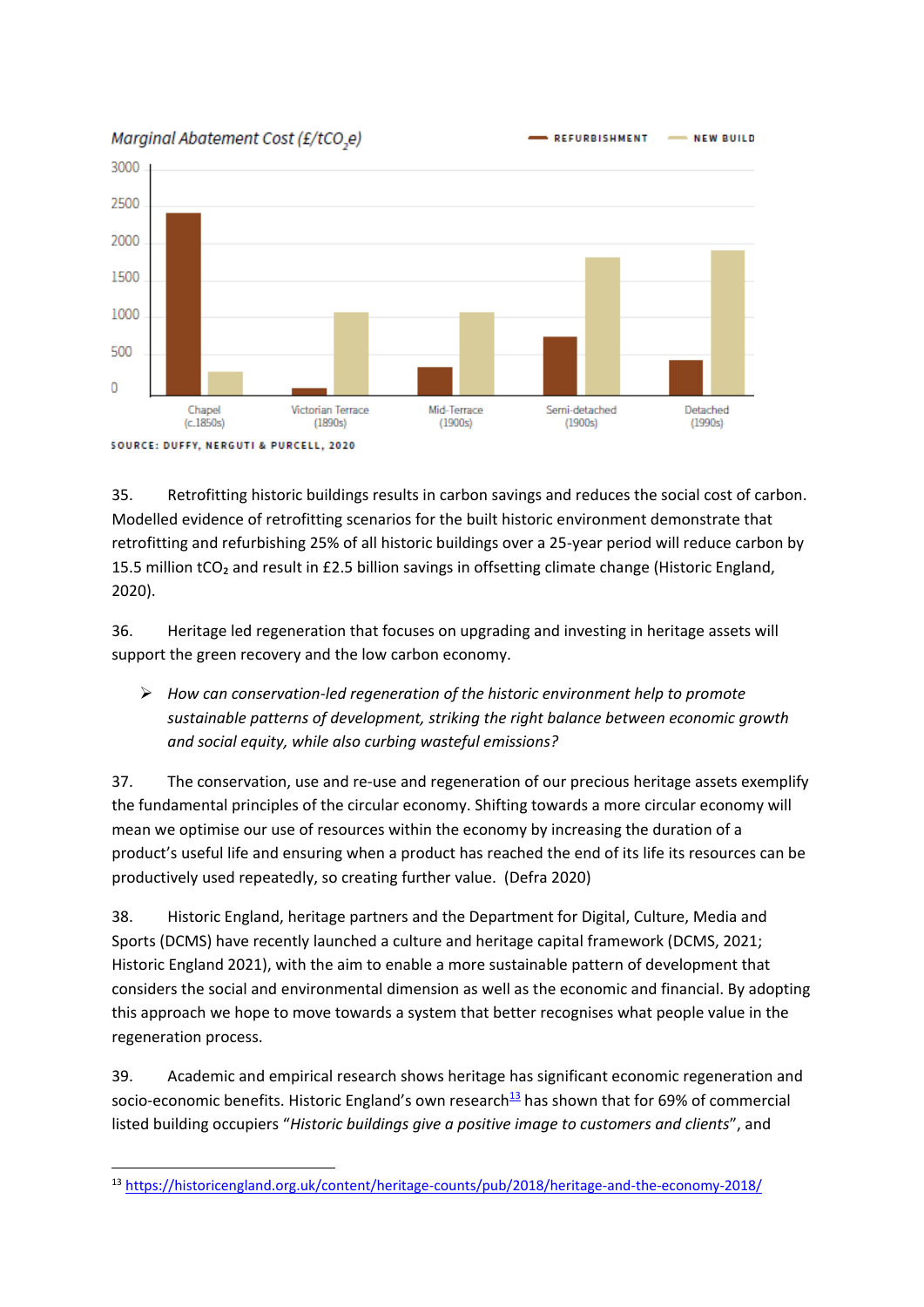Marginal Abatement Cost (£/t$CO_2$e)

| | Refurbishment | New Build |
|---|---|---|
| Chapel (c.1850s) | ~2400 | ~300 |
| Victorian Terrace (1890s) | ~100 | ~1100 |
| Mid-Terrace (1900s) | ~380 | ~1100 |
| Semi-detached (1900s) | ~780 | ~1820 |
| Detached (1990s) | ~470 | ~1920 |

SOURCE: DUFFY, NERGUTI & PURCELL, 2020

35. Retrofitting historic buildings results in carbon savings and reduces the social cost of carbon. Modelled evidence of retrofitting scenarios for the built historic environment demonstrate that retrofitting and refurbishing 25% of all historic buildings over a 25-year period will reduce carbon by 15.5 million t$CO_2$ and result in £2.5 billion savings in offsetting climate change (Historic England, 2020).

36. Heritage led regeneration that focuses on upgrading and investing in heritage assets will support the green recovery and the low carbon economy.

- *How can conservation-led regeneration of the historic environment help to promote sustainable patterns of development, striking the right balance between economic growth and social equity, while also curbing wasteful emissions?*

37. The conservation, use and re-use and regeneration of our precious heritage assets exemplify the fundamental principles of the circular economy. Shifting towards a more circular economy will mean we optimise our use of resources within the economy by increasing the duration of a product's useful life and ensuring when a product has reached the end of its life its resources can be productively used repeatedly, so creating further value. (Defra 2020)

38. Historic England, heritage partners and the Department for Digital, Culture, Media and Sports (DCMS) have recently launched a culture and heritage capital framework (DCMS, 2021; Historic England 2021), with the aim to enable a more sustainable pattern of development that considers the social and environmental dimension as well as the economic and financial. By adopting this approach we hope to move towards a system that better recognises what people value in the regeneration process.

39. Academic and empirical research shows heritage has significant economic regeneration and socio-economic benefits. Historic England's own research[13] has shown that for 69% of commercial listed building occupiers "*Historic buildings give a positive image to customers and clients*", and

[13] https://historicengland.org.uk/content/heritage-counts/pub/2018/heritage-and-the-economy-2018/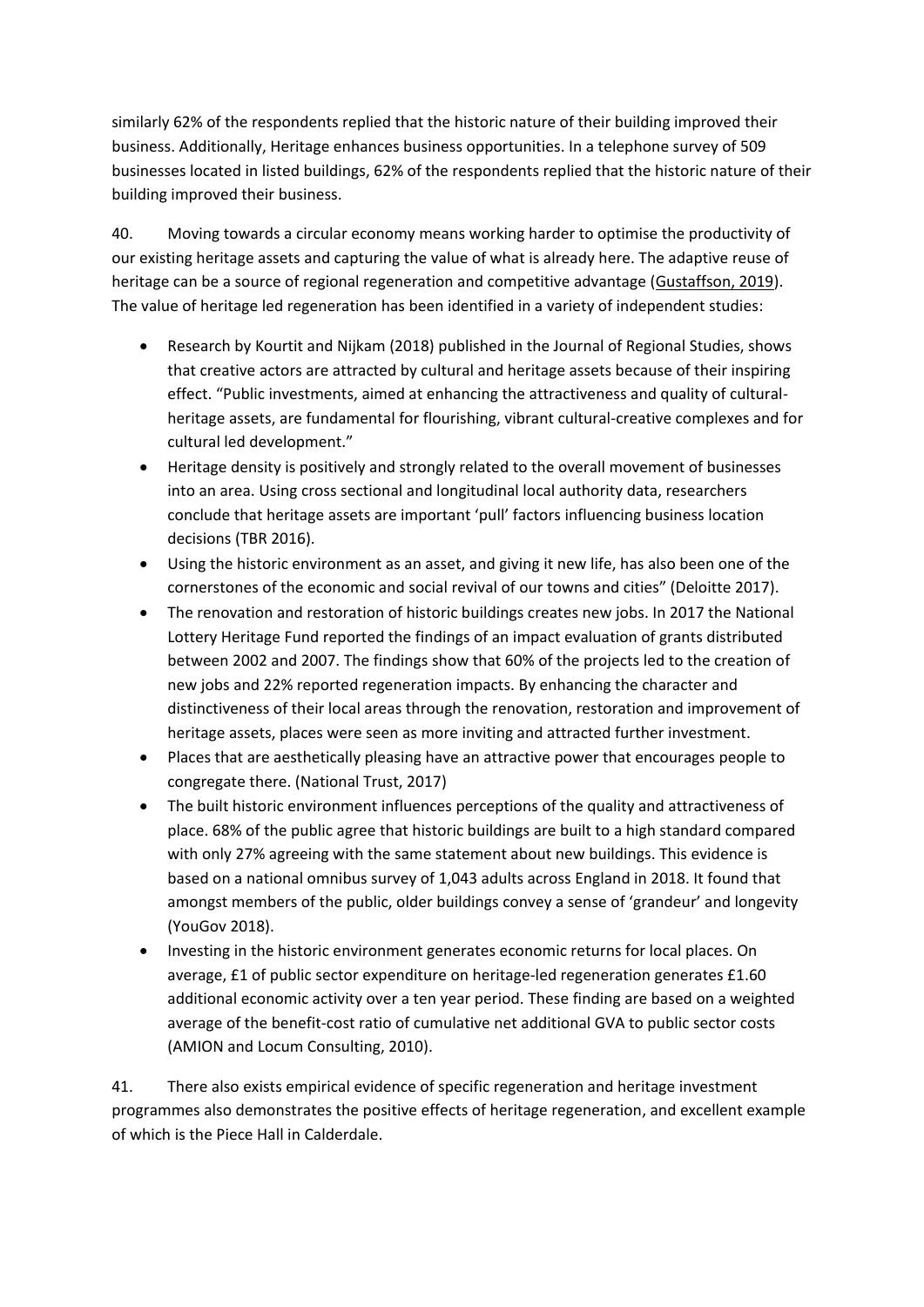similarly 62% of the respondents replied that the historic nature of their building improved their business. Additionally, Heritage enhances business opportunities. In a telephone survey of 509 businesses located in listed buildings, 62% of the respondents replied that the historic nature of their building improved their business.

40. Moving towards a circular economy means working harder to optimise the productivity of our existing heritage assets and capturing the value of what is already here. The adaptive reuse of heritage can be a source of regional regeneration and competitive advantage (Gustaffson, 2019). The value of heritage led regeneration has been identified in a variety of independent studies:

- Research by Kourtit and Nijkam (2018) published in the Journal of Regional Studies, shows that creative actors are attracted by cultural and heritage assets because of their inspiring effect. "Public investments, aimed at enhancing the attractiveness and quality of cultural-heritage assets, are fundamental for flourishing, vibrant cultural-creative complexes and for cultural led development."
- Heritage density is positively and strongly related to the overall movement of businesses into an area. Using cross sectional and longitudinal local authority data, researchers conclude that heritage assets are important 'pull' factors influencing business location decisions (TBR 2016).
- Using the historic environment as an asset, and giving it new life, has also been one of the cornerstones of the economic and social revival of our towns and cities" (Deloitte 2017).
- The renovation and restoration of historic buildings creates new jobs. In 2017 the National Lottery Heritage Fund reported the findings of an impact evaluation of grants distributed between 2002 and 2007. The findings show that 60% of the projects led to the creation of new jobs and 22% reported regeneration impacts. By enhancing the character and distinctiveness of their local areas through the renovation, restoration and improvement of heritage assets, places were seen as more inviting and attracted further investment.
- Places that are aesthetically pleasing have an attractive power that encourages people to congregate there. (National Trust, 2017)
- The built historic environment influences perceptions of the quality and attractiveness of place. 68% of the public agree that historic buildings are built to a high standard compared with only 27% agreeing with the same statement about new buildings. This evidence is based on a national omnibus survey of 1,043 adults across England in 2018. It found that amongst members of the public, older buildings convey a sense of 'grandeur' and longevity (YouGov 2018).
- Investing in the historic environment generates economic returns for local places. On average, £1 of public sector expenditure on heritage-led regeneration generates £1.60 additional economic activity over a ten year period. These finding are based on a weighted average of the benefit-cost ratio of cumulative net additional GVA to public sector costs (AMION and Locum Consulting, 2010).

41. There also exists empirical evidence of specific regeneration and heritage investment programmes also demonstrates the positive effects of heritage regeneration, and excellent example of which is the Piece Hall in Calderdale.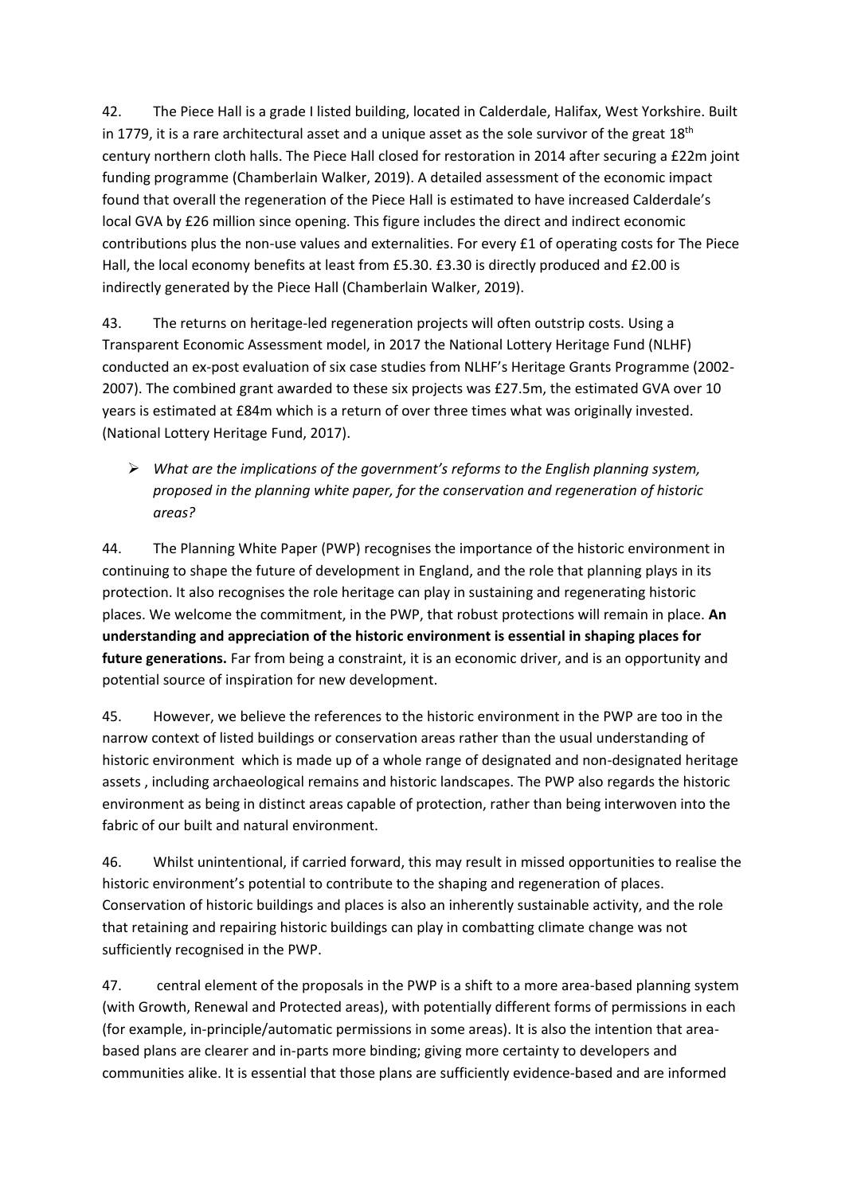42. The Piece Hall is a grade I listed building, located in Calderdale, Halifax, West Yorkshire. Built in 1779, it is a rare architectural asset and a unique asset as the sole survivor of the great 18th century northern cloth halls. The Piece Hall closed for restoration in 2014 after securing a £22m joint funding programme (Chamberlain Walker, 2019). A detailed assessment of the economic impact found that overall the regeneration of the Piece Hall is estimated to have increased Calderdale's local GVA by £26 million since opening. This figure includes the direct and indirect economic contributions plus the non-use values and externalities. For every £1 of operating costs for The Piece Hall, the local economy benefits at least from £5.30. £3.30 is directly produced and £2.00 is indirectly generated by the Piece Hall (Chamberlain Walker, 2019).

43. The returns on heritage-led regeneration projects will often outstrip costs. Using a Transparent Economic Assessment model, in 2017 the National Lottery Heritage Fund (NLHF) conducted an ex-post evaluation of six case studies from NLHF's Heritage Grants Programme (2002-2007). The combined grant awarded to these six projects was £27.5m, the estimated GVA over 10 years is estimated at £84m which is a return of over three times what was originally invested. (National Lottery Heritage Fund, 2017).

- *What are the implications of the government's reforms to the English planning system, proposed in the planning white paper, for the conservation and regeneration of historic areas?*

44. The Planning White Paper (PWP) recognises the importance of the historic environment in continuing to shape the future of development in England, and the role that planning plays in its protection. It also recognises the role heritage can play in sustaining and regenerating historic places. We welcome the commitment, in the PWP, that robust protections will remain in place. **An understanding and appreciation of the historic environment is essential in shaping places for future generations.** Far from being a constraint, it is an economic driver, and is an opportunity and potential source of inspiration for new development.

45. However, we believe the references to the historic environment in the PWP are too in the narrow context of listed buildings or conservation areas rather than the usual understanding of historic environment which is made up of a whole range of designated and non-designated heritage assets , including archaeological remains and historic landscapes. The PWP also regards the historic environment as being in distinct areas capable of protection, rather than being interwoven into the fabric of our built and natural environment.

46. Whilst unintentional, if carried forward, this may result in missed opportunities to realise the historic environment's potential to contribute to the shaping and regeneration of places. Conservation of historic buildings and places is also an inherently sustainable activity, and the role that retaining and repairing historic buildings can play in combatting climate change was not sufficiently recognised in the PWP.

47. central element of the proposals in the PWP is a shift to a more area-based planning system (with Growth, Renewal and Protected areas), with potentially different forms of permissions in each (for example, in-principle/automatic permissions in some areas). It is also the intention that area-based plans are clearer and in-parts more binding; giving more certainty to developers and communities alike. It is essential that those plans are sufficiently evidence-based and are informed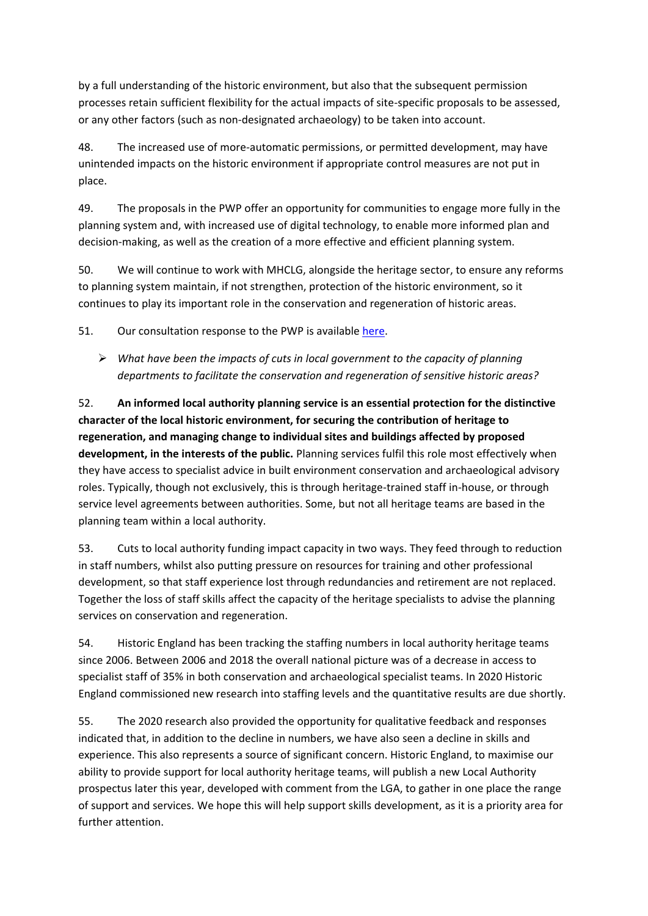by a full understanding of the historic environment, but also that the subsequent permission processes retain sufficient flexibility for the actual impacts of site-specific proposals to be assessed, or any other factors (such as non-designated archaeology) to be taken into account.

48. The increased use of more-automatic permissions, or permitted development, may have unintended impacts on the historic environment if appropriate control measures are not put in place.

49. The proposals in the PWP offer an opportunity for communities to engage more fully in the planning system and, with increased use of digital technology, to enable more informed plan and decision-making, as well as the creation of a more effective and efficient planning system.

50. We will continue to work with MHCLG, alongside the heritage sector, to ensure any reforms to planning system maintain, if not strengthen, protection of the historic environment, so it continues to play its important role in the conservation and regeneration of historic areas.

51. Our consultation response to the PWP is available here.

- *What have been the impacts of cuts in local government to the capacity of planning departments to facilitate the conservation and regeneration of sensitive historic areas?*

52. **An informed local authority planning service is an essential protection for the distinctive character of the local historic environment, for securing the contribution of heritage to regeneration, and managing change to individual sites and buildings affected by proposed development, in the interests of the public.** Planning services fulfil this role most effectively when they have access to specialist advice in built environment conservation and archaeological advisory roles. Typically, though not exclusively, this is through heritage-trained staff in-house, or through service level agreements between authorities. Some, but not all heritage teams are based in the planning team within a local authority.

53. Cuts to local authority funding impact capacity in two ways. They feed through to reduction in staff numbers, whilst also putting pressure on resources for training and other professional development, so that staff experience lost through redundancies and retirement are not replaced. Together the loss of staff skills affect the capacity of the heritage specialists to advise the planning services on conservation and regeneration.

54. Historic England has been tracking the staffing numbers in local authority heritage teams since 2006. Between 2006 and 2018 the overall national picture was of a decrease in access to specialist staff of 35% in both conservation and archaeological specialist teams. In 2020 Historic England commissioned new research into staffing levels and the quantitative results are due shortly.

55. The 2020 research also provided the opportunity for qualitative feedback and responses indicated that, in addition to the decline in numbers, we have also seen a decline in skills and experience. This also represents a source of significant concern. Historic England, to maximise our ability to provide support for local authority heritage teams, will publish a new Local Authority prospectus later this year, developed with comment from the LGA, to gather in one place the range of support and services. We hope this will help support skills development, as it is a priority area for further attention.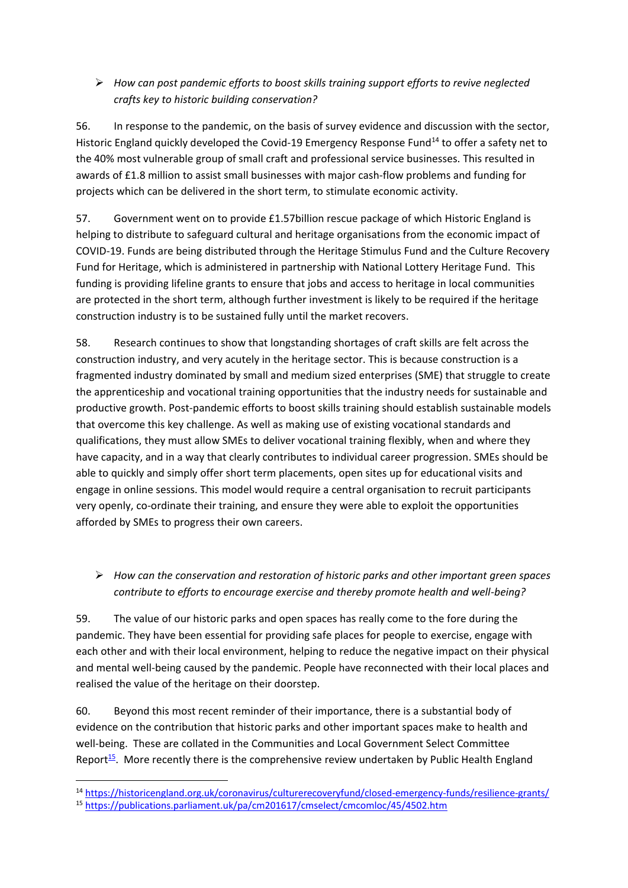- *How can post pandemic efforts to boost skills training support efforts to revive neglected crafts key to historic building conservation?*

56. In response to the pandemic, on the basis of survey evidence and discussion with the sector, Historic England quickly developed the Covid-19 Emergency Response Fund[14] to offer a safety net to the 40% most vulnerable group of small craft and professional service businesses. This resulted in awards of £1.8 million to assist small businesses with major cash-flow problems and funding for projects which can be delivered in the short term, to stimulate economic activity.

57. Government went on to provide £1.57billion rescue package of which Historic England is helping to distribute to safeguard cultural and heritage organisations from the economic impact of COVID-19. Funds are being distributed through the Heritage Stimulus Fund and the Culture Recovery Fund for Heritage, which is administered in partnership with National Lottery Heritage Fund. This funding is providing lifeline grants to ensure that jobs and access to heritage in local communities are protected in the short term, although further investment is likely to be required if the heritage construction industry is to be sustained fully until the market recovers.

58. Research continues to show that longstanding shortages of craft skills are felt across the construction industry, and very acutely in the heritage sector. This is because construction is a fragmented industry dominated by small and medium sized enterprises (SME) that struggle to create the apprenticeship and vocational training opportunities that the industry needs for sustainable and productive growth. Post-pandemic efforts to boost skills training should establish sustainable models that overcome this key challenge. As well as making use of existing vocational standards and qualifications, they must allow SMEs to deliver vocational training flexibly, when and where they have capacity, and in a way that clearly contributes to individual career progression. SMEs should be able to quickly and simply offer short term placements, open sites up for educational visits and engage in online sessions. This model would require a central organisation to recruit participants very openly, co-ordinate their training, and ensure they were able to exploit the opportunities afforded by SMEs to progress their own careers.

- *How can the conservation and restoration of historic parks and other important green spaces contribute to efforts to encourage exercise and thereby promote health and well-being?*

59. The value of our historic parks and open spaces has really come to the fore during the pandemic. They have been essential for providing safe places for people to exercise, engage with each other and with their local environment, helping to reduce the negative impact on their physical and mental well-being caused by the pandemic. People have reconnected with their local places and realised the value of the heritage on their doorstep.

60. Beyond this most recent reminder of their importance, there is a substantial body of evidence on the contribution that historic parks and other important spaces make to health and well-being. These are collated in the Communities and Local Government Select Committee Report[15]. More recently there is the comprehensive review undertaken by Public Health England

[14] https://historicengland.org.uk/coronavirus/culturerecoveryfund/closed-emergency-funds/resilience-grants/

[15] https://publications.parliament.uk/pa/cm201617/cmselect/cmcomloc/45/4502.htm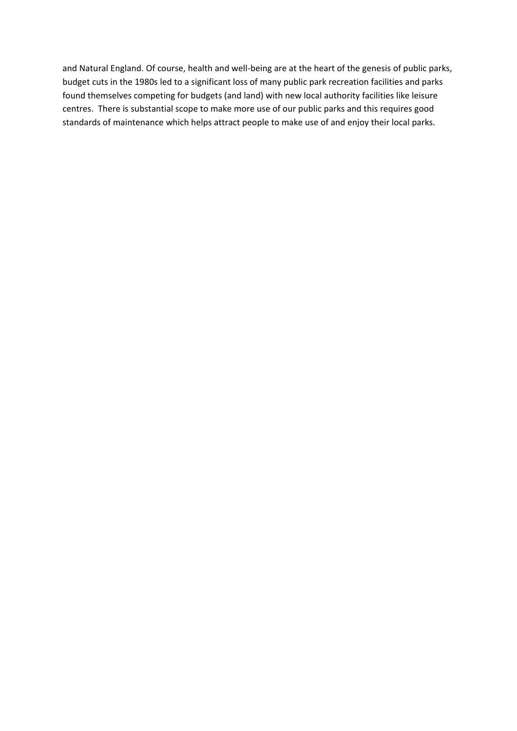and Natural England. Of course, health and well-being are at the heart of the genesis of public parks, budget cuts in the 1980s led to a significant loss of many public park recreation facilities and parks found themselves competing for budgets (and land) with new local authority facilities like leisure centres.  There is substantial scope to make more use of our public parks and this requires good standards of maintenance which helps attract people to make use of and enjoy their local parks.